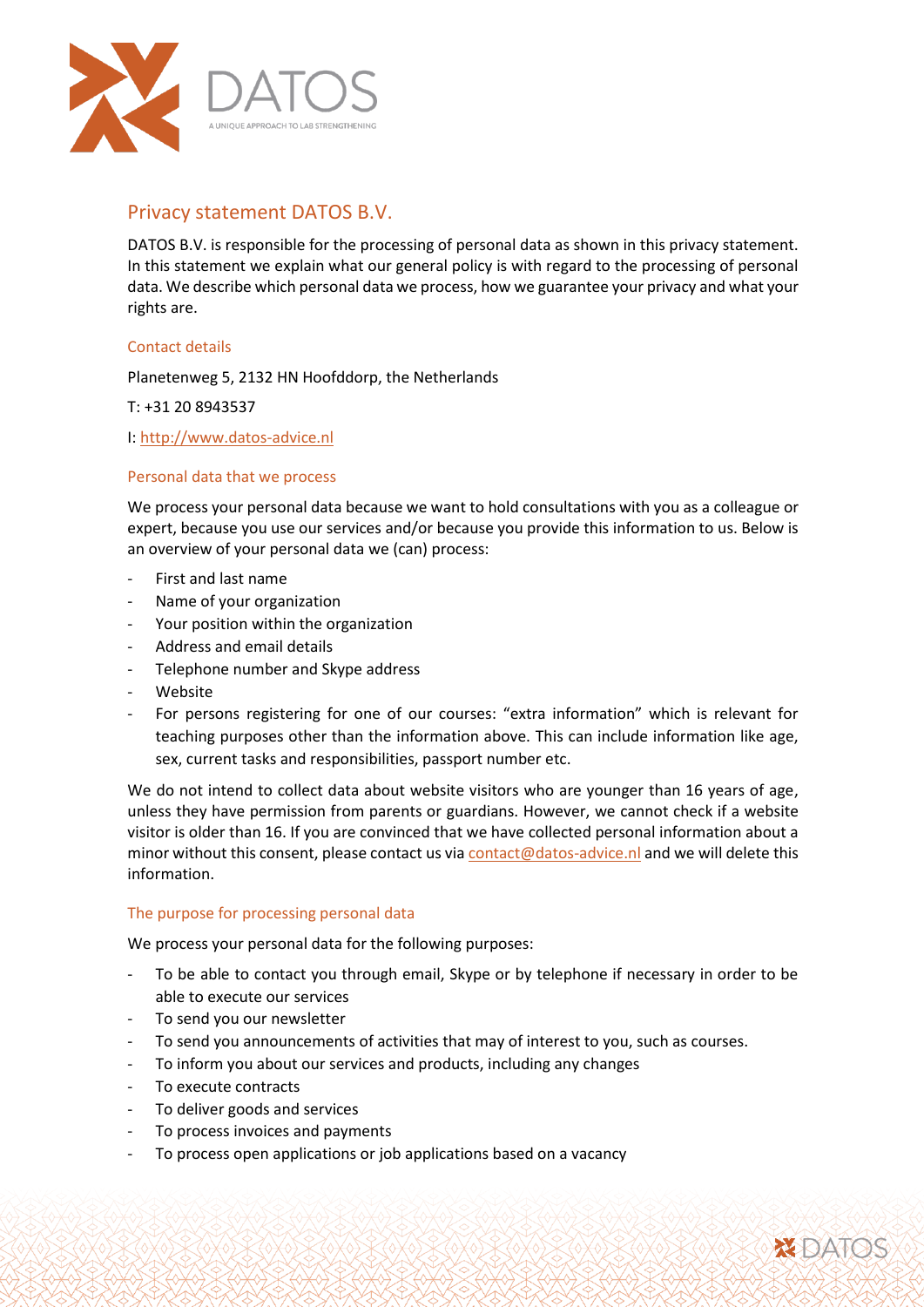DATOS

A UNIQUE APPROACH TO LAB STRENGTHENING

# Privacy statement DATOS B.V.

DATOS B.V. is responsible for the processing of personal data as shown in this privacy statement. In this statement we explain what our general policy is with regard to the processing of personal data. We describe which personal data we process, how we guarantee your privacy and what your rights are.

## Contact details

Planetenweg 5, 2132 HN Hoofddorp, the Netherlands

T: +31 20 8943537

I: http://www.datos-advice.nl

## Personal data that we process

We process your personal data because we want to hold consultations with you as a colleague or expert, because you use our services and/or because you provide this information to us. Below is an overview of your personal data we (can) process:

- First and last name
- Name of your organization
- Your position within the organization
- Address and email details
- Telephone number and Skype address
- Website
- For persons registering for one of our courses: "extra information" which is relevant for teaching purposes other than the information above. This can include information like age, sex, current tasks and responsibilities, passport number etc.

We do not intend to collect data about website visitors who are younger than 16 years of age, unless they have permission from parents or guardians. However, we cannot check if a website visitor is older than 16. If you are convinced that we have collected personal information about a minor without this consent, please contact us via contact@datos-advice.nl and we will delete this information.

## The purpose for processing personal data

We process your personal data for the following purposes:

- To be able to contact you through email, Skype or by telephone if necessary in order to be able to execute our services
- To send you our newsletter
- To send you announcements of activities that may of interest to you, such as courses.
- To inform you about our services and products, including any changes
- To execute contracts
- To deliver goods and services
- To process invoices and payments
- To process open applications or job applications based on a vacancy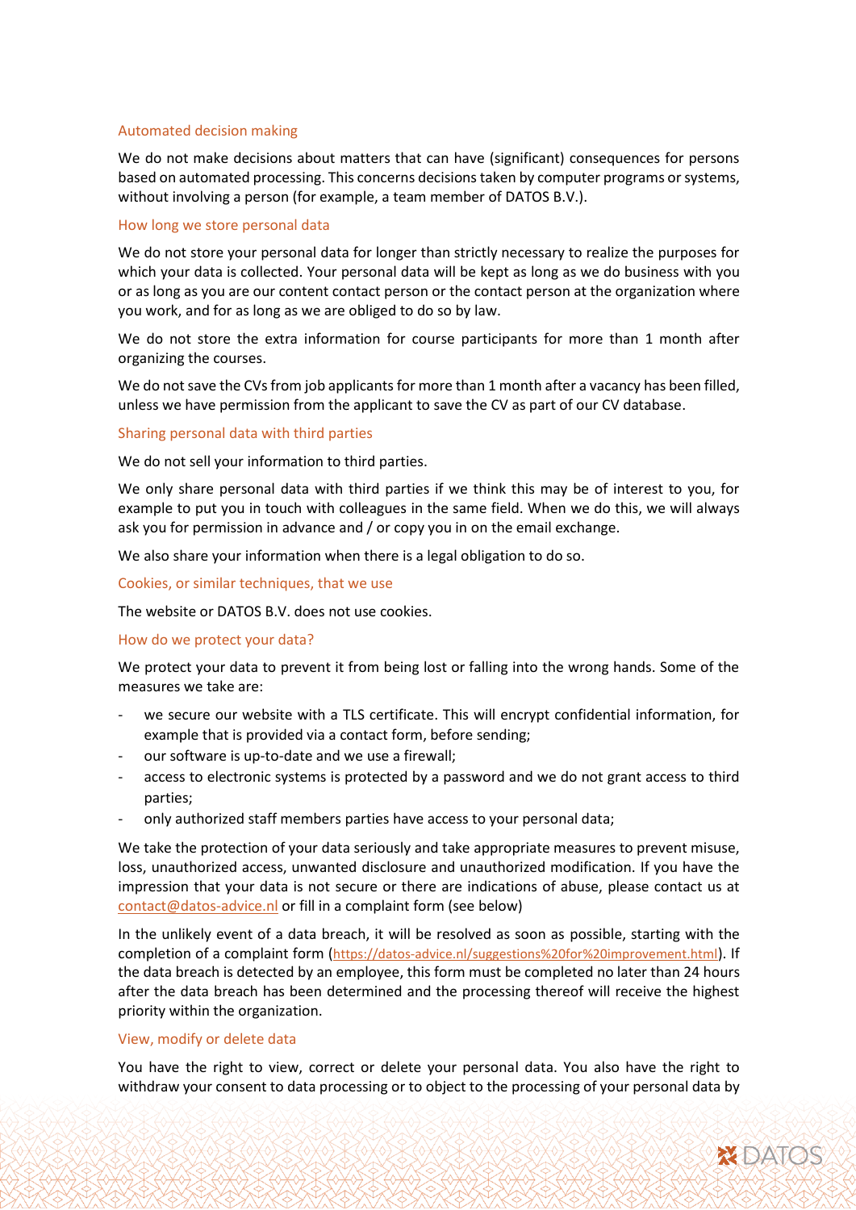## Automated decision making

We do not make decisions about matters that can have (significant) consequences for persons based on automated processing. This concerns decisions taken by computer programs or systems, without involving a person (for example, a team member of DATOS B.V.).

## How long we store personal data

We do not store your personal data for longer than strictly necessary to realize the purposes for which your data is collected. Your personal data will be kept as long as we do business with you or as long as you are our content contact person or the contact person at the organization where you work, and for as long as we are obliged to do so by law.

We do not store the extra information for course participants for more than 1 month after organizing the courses.

We do not save the CVs from job applicants for more than 1 month after a vacancy has been filled, unless we have permission from the applicant to save the CV as part of our CV database.

## Sharing personal data with third parties

We do not sell your information to third parties.

We only share personal data with third parties if we think this may be of interest to you, for example to put you in touch with colleagues in the same field. When we do this, we will always ask you for permission in advance and / or copy you in on the email exchange.

We also share your information when there is a legal obligation to do so.

## Cookies, or similar techniques, that we use

The website or DATOS B.V. does not use cookies.

## How do we protect your data?

We protect your data to prevent it from being lost or falling into the wrong hands. Some of the measures we take are:

- we secure our website with a TLS certificate. This will encrypt confidential information, for example that is provided via a contact form, before sending;
- our software is up-to-date and we use a firewall;
- access to electronic systems is protected by a password and we do not grant access to third parties;
- only authorized staff members parties have access to your personal data;

We take the protection of your data seriously and take appropriate measures to prevent misuse, loss, unauthorized access, unwanted disclosure and unauthorized modification. If you have the impression that your data is not secure or there are indications of abuse, please contact us at contact@datos-advice.nl or fill in a complaint form (see below)

In the unlikely event of a data breach, it will be resolved as soon as possible, starting with the completion of a complaint form (https://datos-advice.nl/suggestions%20for%20improvement.html). If the data breach is detected by an employee, this form must be completed no later than 24 hours after the data breach has been determined and the processing thereof will receive the highest priority within the organization.

## View, modify or delete data

You have the right to view, correct or delete your personal data. You also have the right to withdraw your consent to data processing or to object to the processing of your personal data by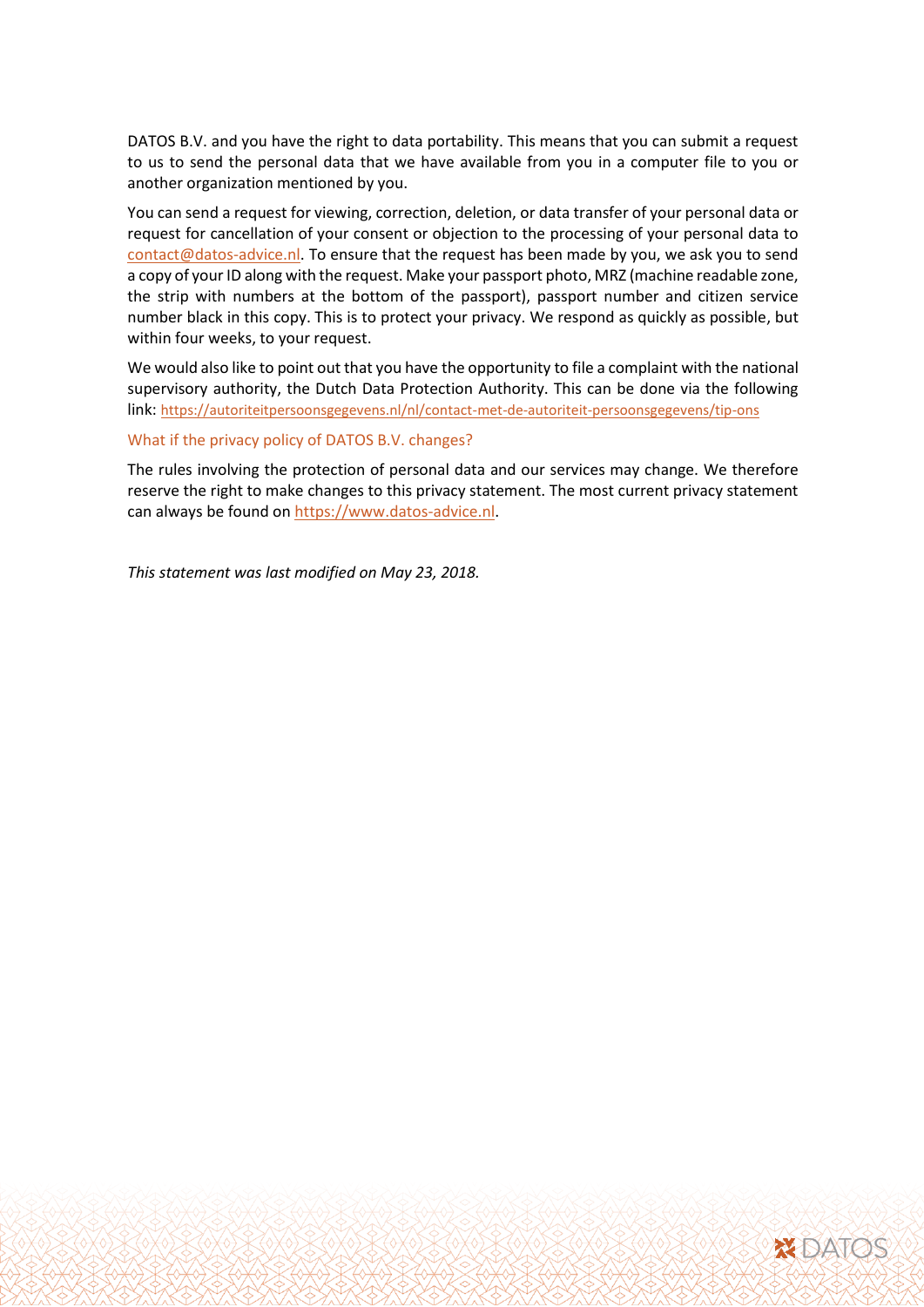DATOS B.V. and you have the right to data portability. This means that you can submit a request to us to send the personal data that we have available from you in a computer file to you or another organization mentioned by you.

You can send a request for viewing, correction, deletion, or data transfer of your personal data or request for cancellation of your consent or objection to the processing of your personal data to contact@datos-advice.nl. To ensure that the request has been made by you, we ask you to send a copy of your ID along with the request. Make your passport photo, MRZ (machine readable zone, the strip with numbers at the bottom of the passport), passport number and citizen service number black in this copy. This is to protect your privacy. We respond as quickly as possible, but within four weeks, to your request.

We would also like to point out that you have the opportunity to file a complaint with the national supervisory authority, the Dutch Data Protection Authority. This can be done via the following link: https://autoriteitpersoonsgegevens.nl/nl/contact-met-de-autoriteit-persoonsgegevens/tip-ons

### What if the privacy policy of DATOS B.V. changes?

The rules involving the protection of personal data and our services may change. We therefore reserve the right to make changes to this privacy statement. The most current privacy statement can always be found on https://www.datos-advice.nl.

*This statement was last modified on May 23, 2018.*